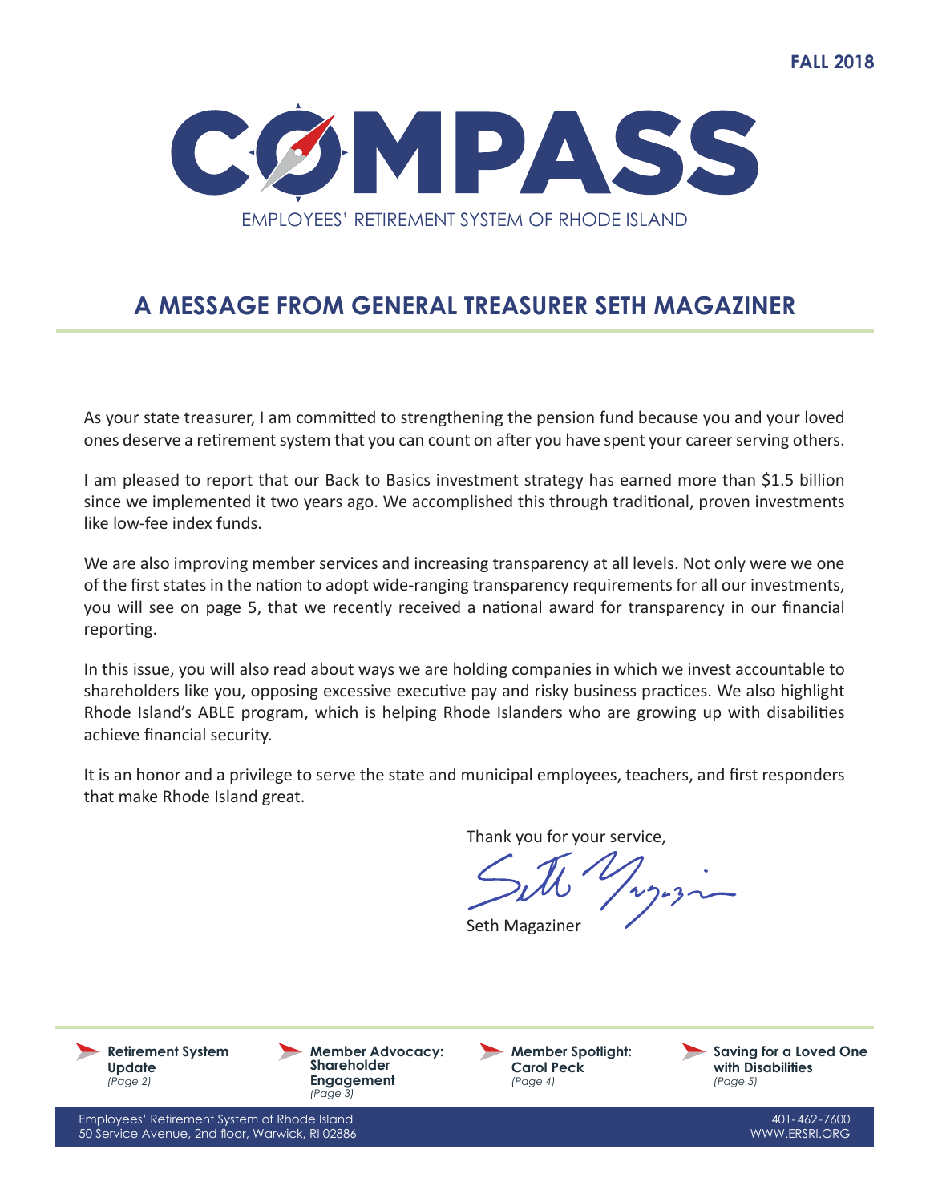FALL 2018

# COMPASS

EMPLOYEES' RETIREMENT SYSTEM OF RHODE ISLAND

## A MESSAGE FROM GENERAL TREASURER SETH MAGAZINER

As your state treasurer, I am committed to strengthening the pension fund because you and your loved ones deserve a retirement system that you can count on after you have spent your career serving others.

I am pleased to report that our Back to Basics investment strategy has earned more than $1.5 billion since we implemented it two years ago. We accomplished this through traditional, proven investments like low-fee index funds.

We are also improving member services and increasing transparency at all levels. Not only were we one of the first states in the nation to adopt wide-ranging transparency requirements for all our investments, you will see on page 5, that we recently received a national award for transparency in our financial reporting.

In this issue, you will also read about ways we are holding companies in which we invest accountable to shareholders like you, opposing excessive executive pay and risky business practices. We also highlight Rhode Island's ABLE program, which is helping Rhode Islanders who are growing up with disabilities achieve financial security.

It is an honor and a privilege to serve the state and municipal employees, teachers, and first responders that make Rhode Island great.

Thank you for your service,

Seth Magaziner

- **Retirement System Update** *(Page 2)*
- **Member Advocacy: Shareholder Engagement** *(Page 3)*
- **Member Spotlight: Carol Peck** *(Page 4)*
- **Saving for a Loved One with Disabilities** *(Page 5)*

Employees' Retirement System of Rhode Island
50 Service Avenue, 2nd floor, Warwick, RI 02886

401-462-7600
WWW.ERSRI.ORG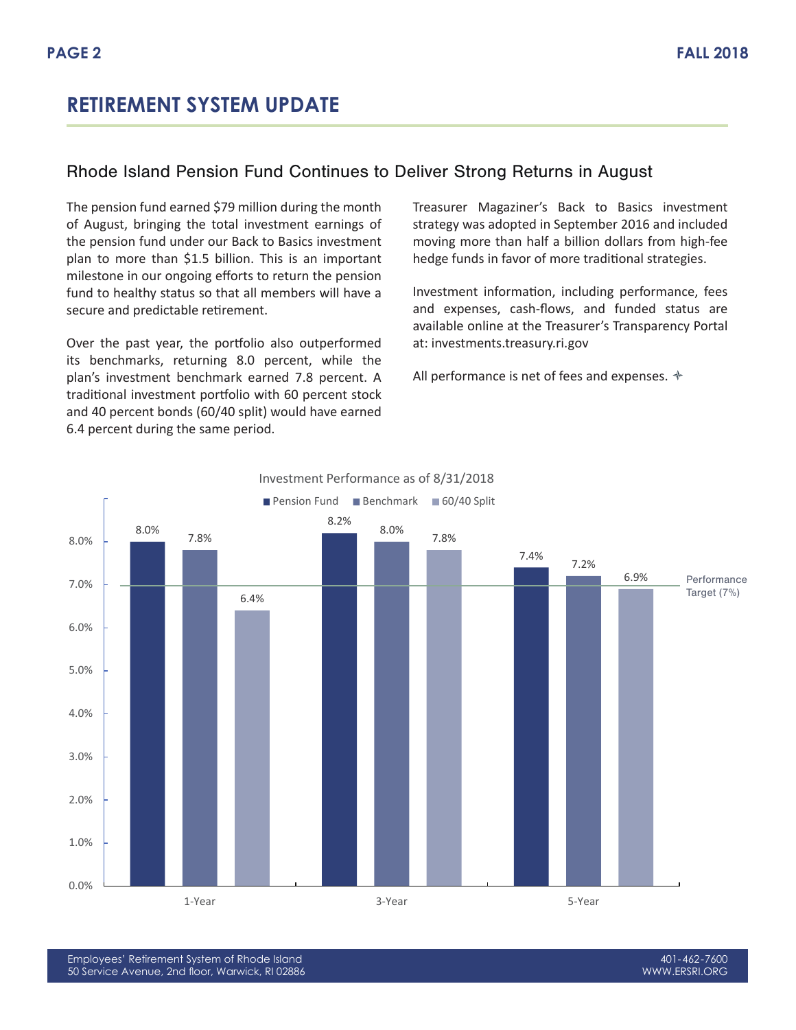# RETIREMENT SYSTEM UPDATE

## Rhode Island Pension Fund Continues to Deliver Strong Returns in August

The pension fund earned $79 million during the month of August, bringing the total investment earnings of the pension fund under our Back to Basics investment plan to more than $1.5 billion. This is an important milestone in our ongoing efforts to return the pension fund to healthy status so that all members will have a secure and predictable retirement.

Over the past year, the portfolio also outperformed its benchmarks, returning 8.0 percent, while the plan's investment benchmark earned 7.8 percent. A traditional investment portfolio with 60 percent stock and 40 percent bonds (60/40 split) would have earned 6.4 percent during the same period.

Treasurer Magaziner's Back to Basics investment strategy was adopted in September 2016 and included moving more than half a billion dollars from high-fee hedge funds in favor of more traditional strategies.

Investment information, including performance, fees and expenses, cash-flows, and funded status are available online at the Treasurer's Transparency Portal at: investments.treasury.ri.gov

All performance is net of fees and expenses.

**Investment Performance as of 8/31/2018**

| | Pension Fund | Benchmark | 60/40 Split |
|---|---|---|---|
| 1-Year | 8.0% | 7.8% | 6.4% |
| 3-Year | 8.2% | 8.0% | 7.8% |
| 5-Year | 7.4% | 7.2% | 6.9% |

Performance Target (7%)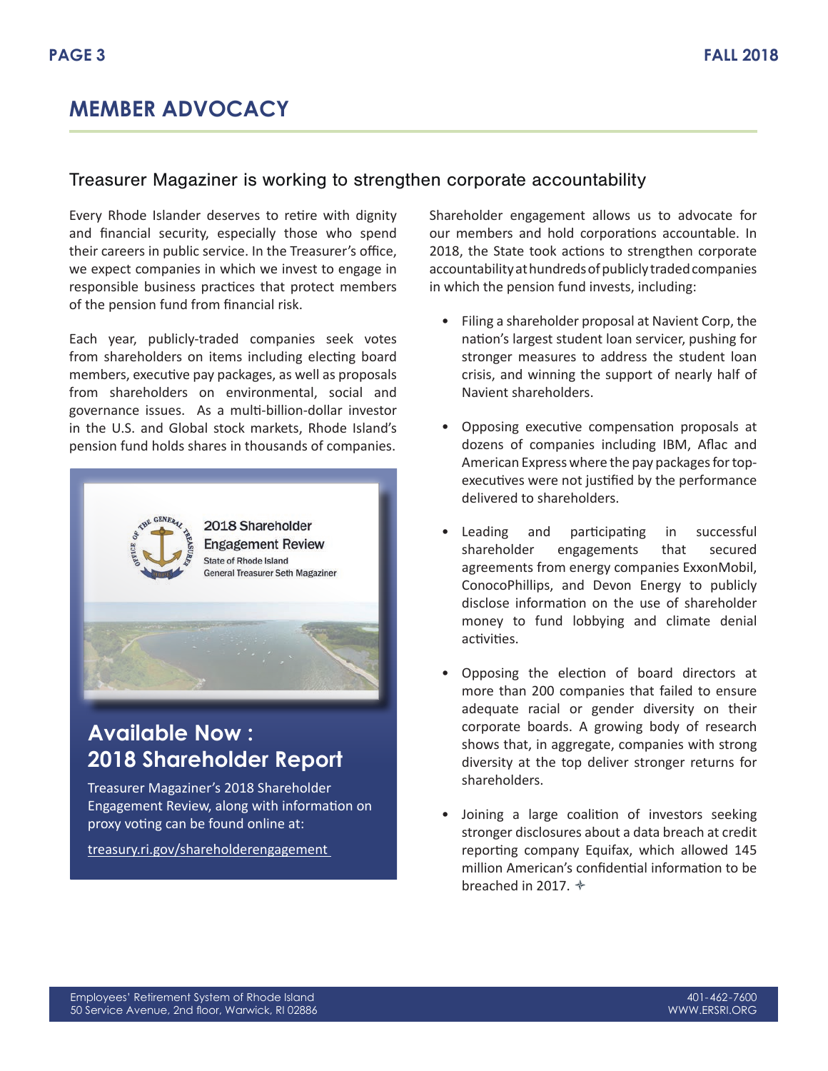# MEMBER ADVOCACY

## Treasurer Magaziner is working to strengthen corporate accountability

Every Rhode Islander deserves to retire with dignity and financial security, especially those who spend their careers in public service. In the Treasurer's office, we expect companies in which we invest to engage in responsible business practices that protect members of the pension fund from financial risk.

Each year, publicly-traded companies seek votes from shareholders on items including electing board members, executive pay packages, as well as proposals from shareholders on environmental, social and governance issues. As a multi-billion-dollar investor in the U.S. and Global stock markets, Rhode Island's pension fund holds shares in thousands of companies.

2018 Shareholder Engagement Review
State of Rhode Island
General Treasurer Seth Magaziner

### Available Now : 2018 Shareholder Report

Treasurer Magaziner's 2018 Shareholder Engagement Review, along with information on proxy voting can be found online at:

treasury.ri.gov/shareholderengagement

Shareholder engagement allows us to advocate for our members and hold corporations accountable. In 2018, the State took actions to strengthen corporate accountability at hundreds of publicly traded companies in which the pension fund invests, including:

- Filing a shareholder proposal at Navient Corp, the nation's largest student loan servicer, pushing for stronger measures to address the student loan crisis, and winning the support of nearly half of Navient shareholders.
- Opposing executive compensation proposals at dozens of companies including IBM, Aflac and American Express where the pay packages for top-executives were not justified by the performance delivered to shareholders.
- Leading and participating in successful shareholder engagements that secured agreements from energy companies ExxonMobil, ConocoPhillips, and Devon Energy to publicly disclose information on the use of shareholder money to fund lobbying and climate denial activities.
- Opposing the election of board directors at more than 200 companies that failed to ensure adequate racial or gender diversity on their corporate boards. A growing body of research shows that, in aggregate, companies with strong diversity at the top deliver stronger returns for shareholders.
- Joining a large coalition of investors seeking stronger disclosures about a data breach at credit reporting company Equifax, which allowed 145 million American's confidential information to be breached in 2017.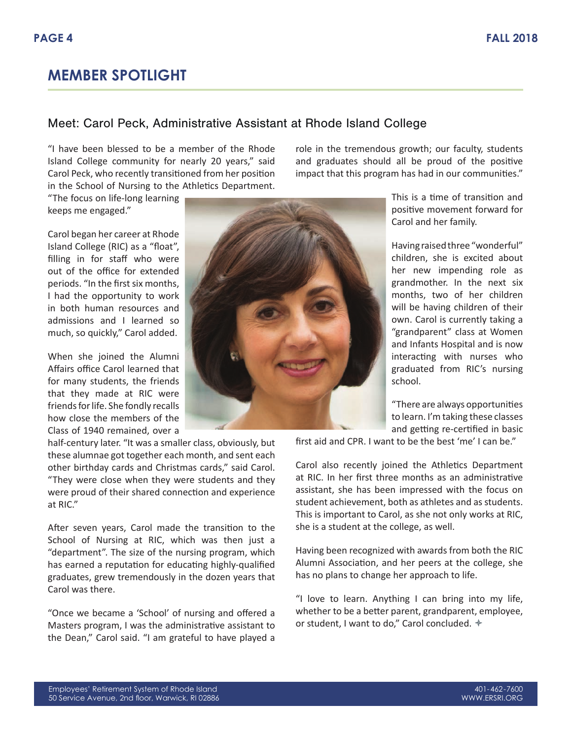## MEMBER SPOTLIGHT

### Meet: Carol Peck, Administrative Assistant at Rhode Island College

"I have been blessed to be a member of the Rhode Island College community for nearly 20 years," said Carol Peck, who recently transitioned from her position in the School of Nursing to the Athletics Department. "The focus on life-long learning keeps me engaged."

Carol began her career at Rhode Island College (RIC) as a "float", filling in for staff who were out of the office for extended periods. "In the first six months, I had the opportunity to work in both human resources and admissions and I learned so much, so quickly," Carol added.

When she joined the Alumni Affairs office Carol learned that for many students, the friends that they made at RIC were friends for life. She fondly recalls how close the members of the Class of 1940 remained, over a half-century later. "It was a smaller class, obviously, but these alumnae got together each month, and sent each other birthday cards and Christmas cards," said Carol. "They were close when they were students and they were proud of their shared connection and experience at RIC."

After seven years, Carol made the transition to the School of Nursing at RIC, which was then just a "department". The size of the nursing program, which has earned a reputation for educating highly-qualified graduates, grew tremendously in the dozen years that Carol was there.

"Once we became a 'School' of nursing and offered a Masters program, I was the administrative assistant to the Dean," Carol said. "I am grateful to have played a role in the tremendous growth; our faculty, students and graduates should all be proud of the positive impact that this program has had in our communities."

This is a time of transition and positive movement forward for Carol and her family.

Having raised three "wonderful" children, she is excited about her new impending role as grandmother. In the next six months, two of her children will be having children of their own. Carol is currently taking a "grandparent" class at Women and Infants Hospital and is now interacting with nurses who graduated from RIC's nursing school.

"There are always opportunities to learn. I'm taking these classes and getting re-certified in basic first aid and CPR. I want to be the best 'me' I can be."

Carol also recently joined the Athletics Department at RIC. In her first three months as an administrative assistant, she has been impressed with the focus on student achievement, both as athletes and as students. This is important to Carol, as she not only works at RIC, she is a student at the college, as well.

Having been recognized with awards from both the RIC Alumni Association, and her peers at the college, she has no plans to change her approach to life.

"I love to learn. Anything I can bring into my life, whether to be a better parent, grandparent, employee, or student, I want to do," Carol concluded.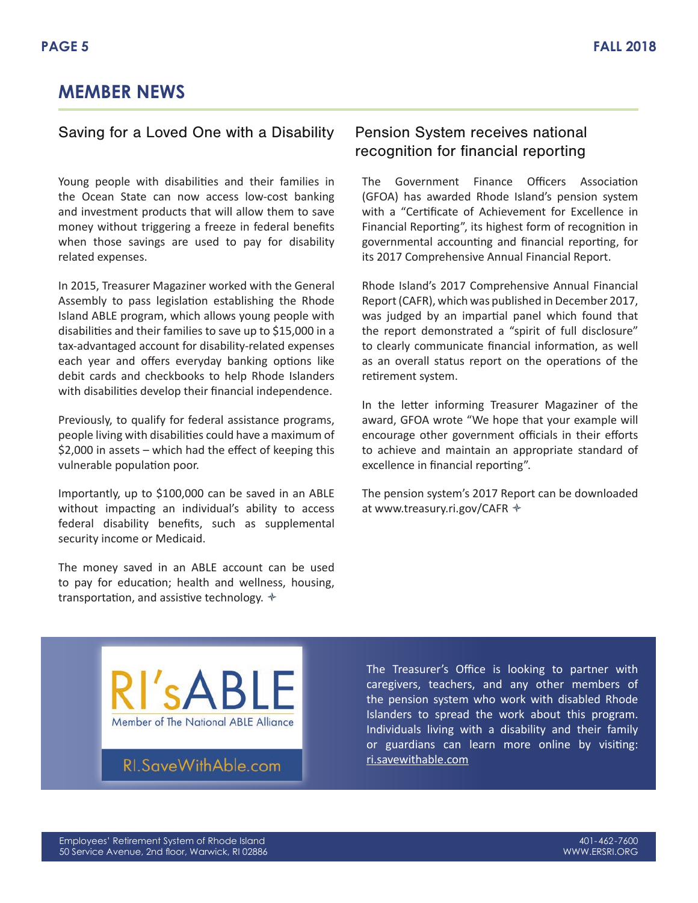# MEMBER NEWS

## Saving for a Loved One with a Disability

Young people with disabilities and their families in the Ocean State can now access low-cost banking and investment products that will allow them to save money without triggering a freeze in federal benefits when those savings are used to pay for disability related expenses.

In 2015, Treasurer Magaziner worked with the General Assembly to pass legislation establishing the Rhode Island ABLE program, which allows young people with disabilities and their families to save up to $15,000 in a tax-advantaged account for disability-related expenses each year and offers everyday banking options like debit cards and checkbooks to help Rhode Islanders with disabilities develop their financial independence.

Previously, to qualify for federal assistance programs, people living with disabilities could have a maximum of $2,000 in assets – which had the effect of keeping this vulnerable population poor.

Importantly, up to $100,000 can be saved in an ABLE without impacting an individual's ability to access federal disability benefits, such as supplemental security income or Medicaid.

The money saved in an ABLE account can be used to pay for education; health and wellness, housing, transportation, and assistive technology. ✦

## Pension System receives national recognition for financial reporting

The Government Finance Officers Association (GFOA) has awarded Rhode Island's pension system with a "Certificate of Achievement for Excellence in Financial Reporting", its highest form of recognition in governmental accounting and financial reporting, for its 2017 Comprehensive Annual Financial Report.

Rhode Island's 2017 Comprehensive Annual Financial Report (CAFR), which was published in December 2017, was judged by an impartial panel which found that the report demonstrated a "spirit of full disclosure" to clearly communicate financial information, as well as an overall status report on the operations of the retirement system.

In the letter informing Treasurer Magaziner of the award, GFOA wrote "We hope that your example will encourage other government officials in their efforts to achieve and maintain an appropriate standard of excellence in financial reporting".

The pension system's 2017 Report can be downloaded at www.treasury.ri.gov/CAFR ✦

RI'sABLE

Member of The National ABLE Alliance

RI.SaveWithAble.com

The Treasurer's Office is looking to partner with caregivers, teachers, and any other members of the pension system who work with disabled Rhode Islanders to spread the work about this program. Individuals living with a disability and their family or guardians can learn more online by visiting: ri.savewithable.com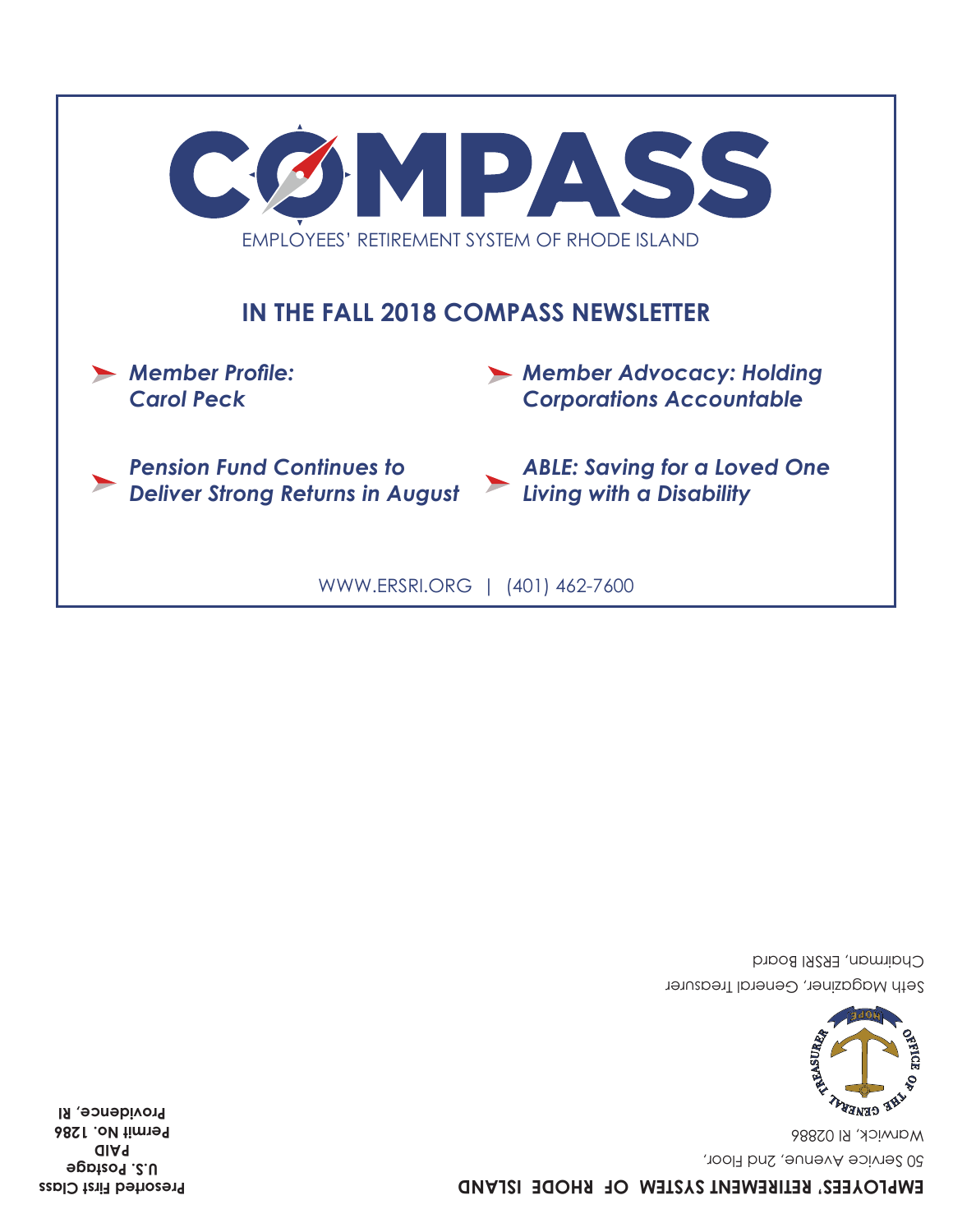# COMPASS

EMPLOYEES' RETIREMENT SYSTEM OF RHODE ISLAND

## IN THE FALL 2018 COMPASS NEWSLETTER

- *Member Profile: Carol Peck*
- *Member Advocacy: Holding Corporations Accountable*
- *Pension Fund Continues to Deliver Strong Returns in August*
- *ABLE: Saving for a Loved One Living with a Disability*

WWW.ERSRI.ORG | (401) 462-7600

Chairman, ERSRI Board

Seth Magaziner, General Treasurer

**EMPLOYEES' RETIREMENT SYSTEM OF RHODE ISLAND**
50 Service Avenue, 2nd Floor,
Warwick, RI 02886

**Presorted First Class**
**U.S. Postage**
**PAID**
**Permit No. 1286**
**Providence, RI**